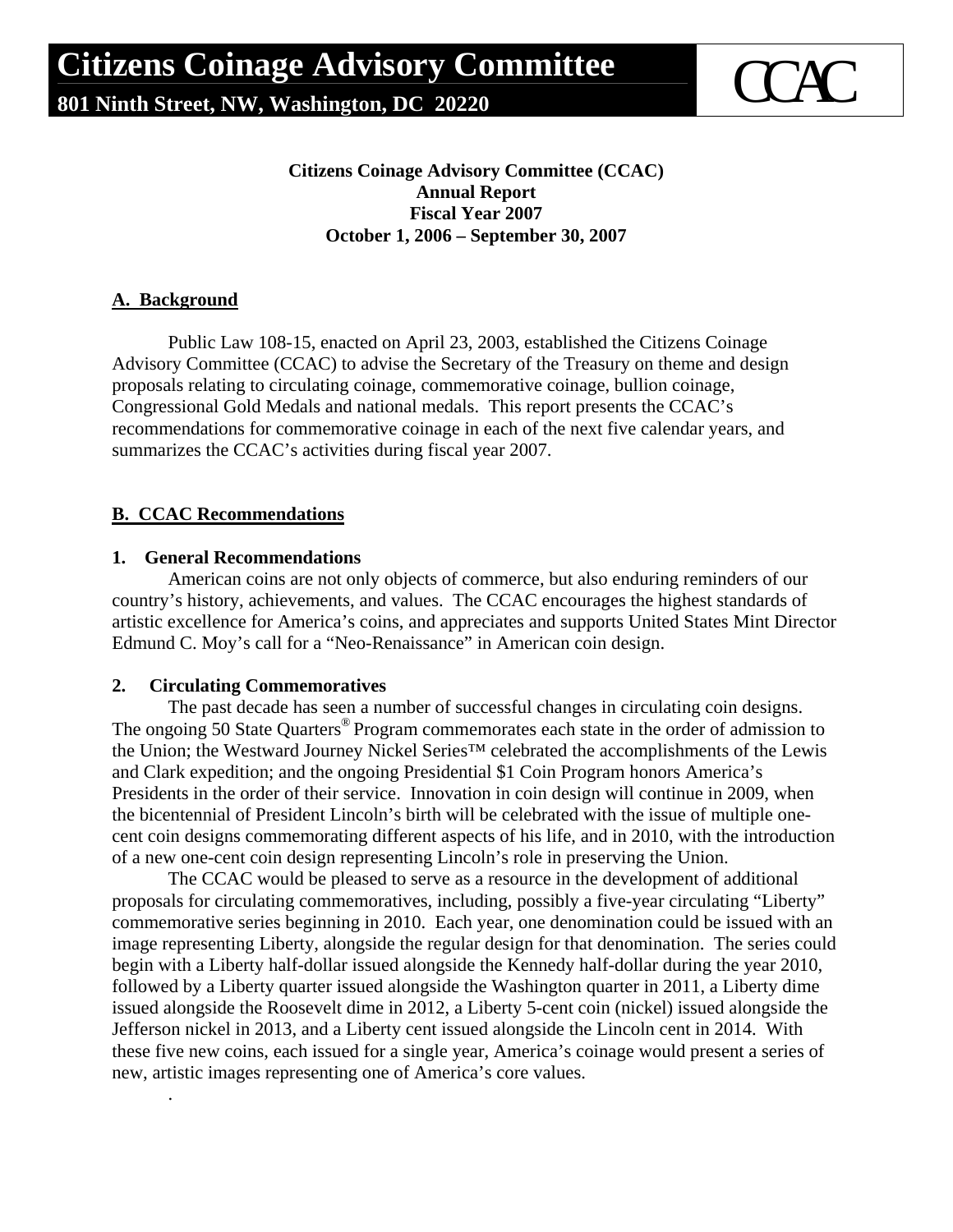# Citizens Coinage Advisory Committee

**801 Ninth Street, NW, Washington, DC 20220**

CCAC

**Citizens Coinage Advisory Committee (CCAC)**
**Annual Report**
**Fiscal Year 2007**
**October 1, 2006 – September 30, 2007**

## A. Background

Public Law 108-15, enacted on April 23, 2003, established the Citizens Coinage Advisory Committee (CCAC) to advise the Secretary of the Treasury on theme and design proposals relating to circulating coinage, commemorative coinage, bullion coinage, Congressional Gold Medals and national medals. This report presents the CCAC's recommendations for commemorative coinage in each of the next five calendar years, and summarizes the CCAC's activities during fiscal year 2007.

## B. CCAC Recommendations

### 1. General Recommendations

American coins are not only objects of commerce, but also enduring reminders of our country's history, achievements, and values. The CCAC encourages the highest standards of artistic excellence for America's coins, and appreciates and supports United States Mint Director Edmund C. Moy's call for a "Neo-Renaissance" in American coin design.

### 2. Circulating Commemoratives

The past decade has seen a number of successful changes in circulating coin designs. The ongoing 50 State Quarters® Program commemorates each state in the order of admission to the Union; the Westward Journey Nickel Series™ celebrated the accomplishments of the Lewis and Clark expedition; and the ongoing Presidential $1 Coin Program honors America's Presidents in the order of their service. Innovation in coin design will continue in 2009, when the bicentennial of President Lincoln's birth will be celebrated with the issue of multiple one-cent coin designs commemorating different aspects of his life, and in 2010, with the introduction of a new one-cent coin design representing Lincoln's role in preserving the Union.

The CCAC would be pleased to serve as a resource in the development of additional proposals for circulating commemoratives, including, possibly a five-year circulating "Liberty" commemorative series beginning in 2010. Each year, one denomination could be issued with an image representing Liberty, alongside the regular design for that denomination. The series could begin with a Liberty half-dollar issued alongside the Kennedy half-dollar during the year 2010, followed by a Liberty quarter issued alongside the Washington quarter in 2011, a Liberty dime issued alongside the Roosevelt dime in 2012, a Liberty 5-cent coin (nickel) issued alongside the Jefferson nickel in 2013, and a Liberty cent issued alongside the Lincoln cent in 2014. With these five new coins, each issued for a single year, America's coinage would present a series of new, artistic images representing one of America's core values.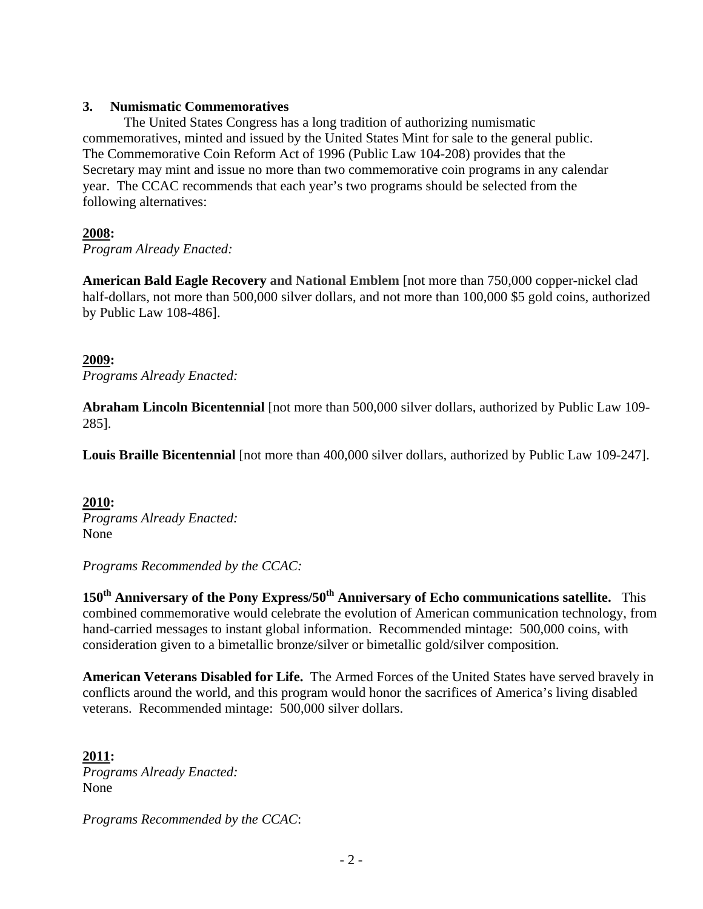### 3. Numismatic Commemoratives

The United States Congress has a long tradition of authorizing numismatic commemoratives, minted and issued by the United States Mint for sale to the general public. The Commemorative Coin Reform Act of 1996 (Public Law 104-208) provides that the Secretary may mint and issue no more than two commemorative coin programs in any calendar year. The CCAC recommends that each year's two programs should be selected from the following alternatives:

**<u>2008</u>:**
*Program Already Enacted:*

**American Bald Eagle Recovery and National Emblem** [not more than 750,000 copper-nickel clad half-dollars, not more than 500,000 silver dollars, and not more than 100,000 $5 gold coins, authorized by Public Law 108-486].

**<u>2009</u>:**
*Programs Already Enacted:*

**Abraham Lincoln Bicentennial** [not more than 500,000 silver dollars, authorized by Public Law 109-285].

**Louis Braille Bicentennial** [not more than 400,000 silver dollars, authorized by Public Law 109-247].

**<u>2010</u>:**
*Programs Already Enacted:*
None

*Programs Recommended by the CCAC:*

**150th Anniversary of the Pony Express/50th Anniversary of Echo communications satellite.** This combined commemorative would celebrate the evolution of American communication technology, from hand-carried messages to instant global information. Recommended mintage: 500,000 coins, with consideration given to a bimetallic bronze/silver or bimetallic gold/silver composition.

**American Veterans Disabled for Life.** The Armed Forces of the United States have served bravely in conflicts around the world, and this program would honor the sacrifices of America's living disabled veterans. Recommended mintage: 500,000 silver dollars.

**<u>2011</u>:**
*Programs Already Enacted:*
None

*Programs Recommended by the CCAC*: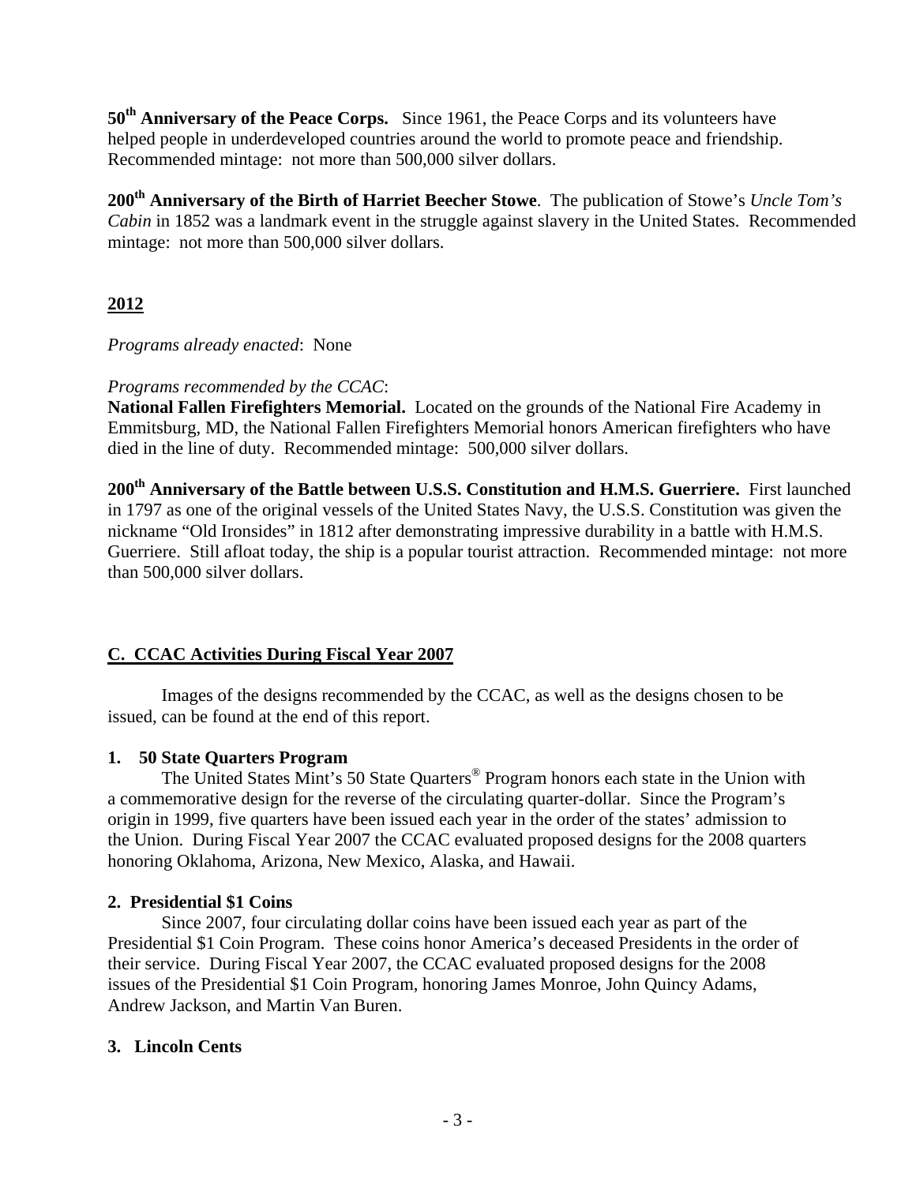**50th Anniversary of the Peace Corps.** Since 1961, the Peace Corps and its volunteers have helped people in underdeveloped countries around the world to promote peace and friendship. Recommended mintage: not more than 500,000 silver dollars.

**200th Anniversary of the Birth of Harriet Beecher Stowe**. The publication of Stowe's *Uncle Tom's Cabin* in 1852 was a landmark event in the struggle against slavery in the United States. Recommended mintage: not more than 500,000 silver dollars.

## **2012**

*Programs already enacted*: None

*Programs recommended by the CCAC*:
**National Fallen Firefighters Memorial.** Located on the grounds of the National Fire Academy in Emmitsburg, MD, the National Fallen Firefighters Memorial honors American firefighters who have died in the line of duty. Recommended mintage: 500,000 silver dollars.

**200th Anniversary of the Battle between U.S.S. Constitution and H.M.S. Guerriere.** First launched in 1797 as one of the original vessels of the United States Navy, the U.S.S. Constitution was given the nickname "Old Ironsides" in 1812 after demonstrating impressive durability in a battle with H.M.S. Guerriere. Still afloat today, the ship is a popular tourist attraction. Recommended mintage: not more than 500,000 silver dollars.

## **C. CCAC Activities During Fiscal Year 2007**

Images of the designs recommended by the CCAC, as well as the designs chosen to be issued, can be found at the end of this report.

### **1. 50 State Quarters Program**

The United States Mint's 50 State Quarters® Program honors each state in the Union with a commemorative design for the reverse of the circulating quarter-dollar. Since the Program's origin in 1999, five quarters have been issued each year in the order of the states' admission to the Union. During Fiscal Year 2007 the CCAC evaluated proposed designs for the 2008 quarters honoring Oklahoma, Arizona, New Mexico, Alaska, and Hawaii.

### **2. Presidential $1 Coins**

Since 2007, four circulating dollar coins have been issued each year as part of the Presidential $1 Coin Program. These coins honor America's deceased Presidents in the order of their service. During Fiscal Year 2007, the CCAC evaluated proposed designs for the 2008 issues of the Presidential $1 Coin Program, honoring James Monroe, John Quincy Adams, Andrew Jackson, and Martin Van Buren.

### **3. Lincoln Cents**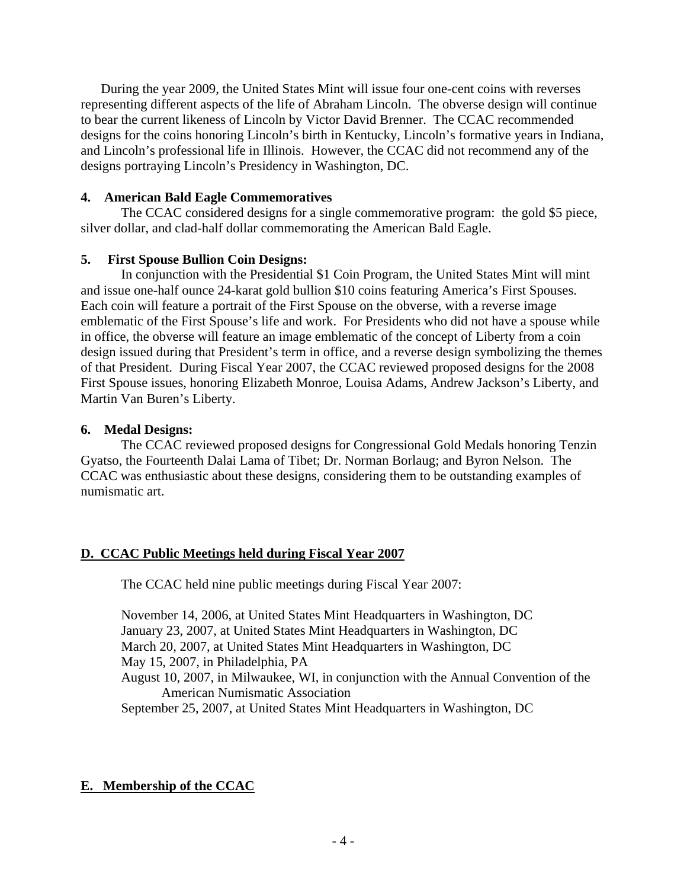During the year 2009, the United States Mint will issue four one-cent coins with reverses representing different aspects of the life of Abraham Lincoln. The obverse design will continue to bear the current likeness of Lincoln by Victor David Brenner. The CCAC recommended designs for the coins honoring Lincoln's birth in Kentucky, Lincoln's formative years in Indiana, and Lincoln's professional life in Illinois. However, the CCAC did not recommend any of the designs portraying Lincoln's Presidency in Washington, DC.

**4. American Bald Eagle Commemoratives**

The CCAC considered designs for a single commemorative program: the gold $5 piece, silver dollar, and clad-half dollar commemorating the American Bald Eagle.

**5. First Spouse Bullion Coin Designs:**

In conjunction with the Presidential $1 Coin Program, the United States Mint will mint and issue one-half ounce 24-karat gold bullion $10 coins featuring America's First Spouses. Each coin will feature a portrait of the First Spouse on the obverse, with a reverse image emblematic of the First Spouse's life and work. For Presidents who did not have a spouse while in office, the obverse will feature an image emblematic of the concept of Liberty from a coin design issued during that President's term in office, and a reverse design symbolizing the themes of that President. During Fiscal Year 2007, the CCAC reviewed proposed designs for the 2008 First Spouse issues, honoring Elizabeth Monroe, Louisa Adams, Andrew Jackson's Liberty, and Martin Van Buren's Liberty.

**6. Medal Designs:**

The CCAC reviewed proposed designs for Congressional Gold Medals honoring Tenzin Gyatso, the Fourteenth Dalai Lama of Tibet; Dr. Norman Borlaug; and Byron Nelson. The CCAC was enthusiastic about these designs, considering them to be outstanding examples of numismatic art.

## D. CCAC Public Meetings held during Fiscal Year 2007

The CCAC held nine public meetings during Fiscal Year 2007:

November 14, 2006, at United States Mint Headquarters in Washington, DC
January 23, 2007, at United States Mint Headquarters in Washington, DC
March 20, 2007, at United States Mint Headquarters in Washington, DC
May 15, 2007, in Philadelphia, PA
August 10, 2007, in Milwaukee, WI, in conjunction with the Annual Convention of the American Numismatic Association
September 25, 2007, at United States Mint Headquarters in Washington, DC

## E. Membership of the CCAC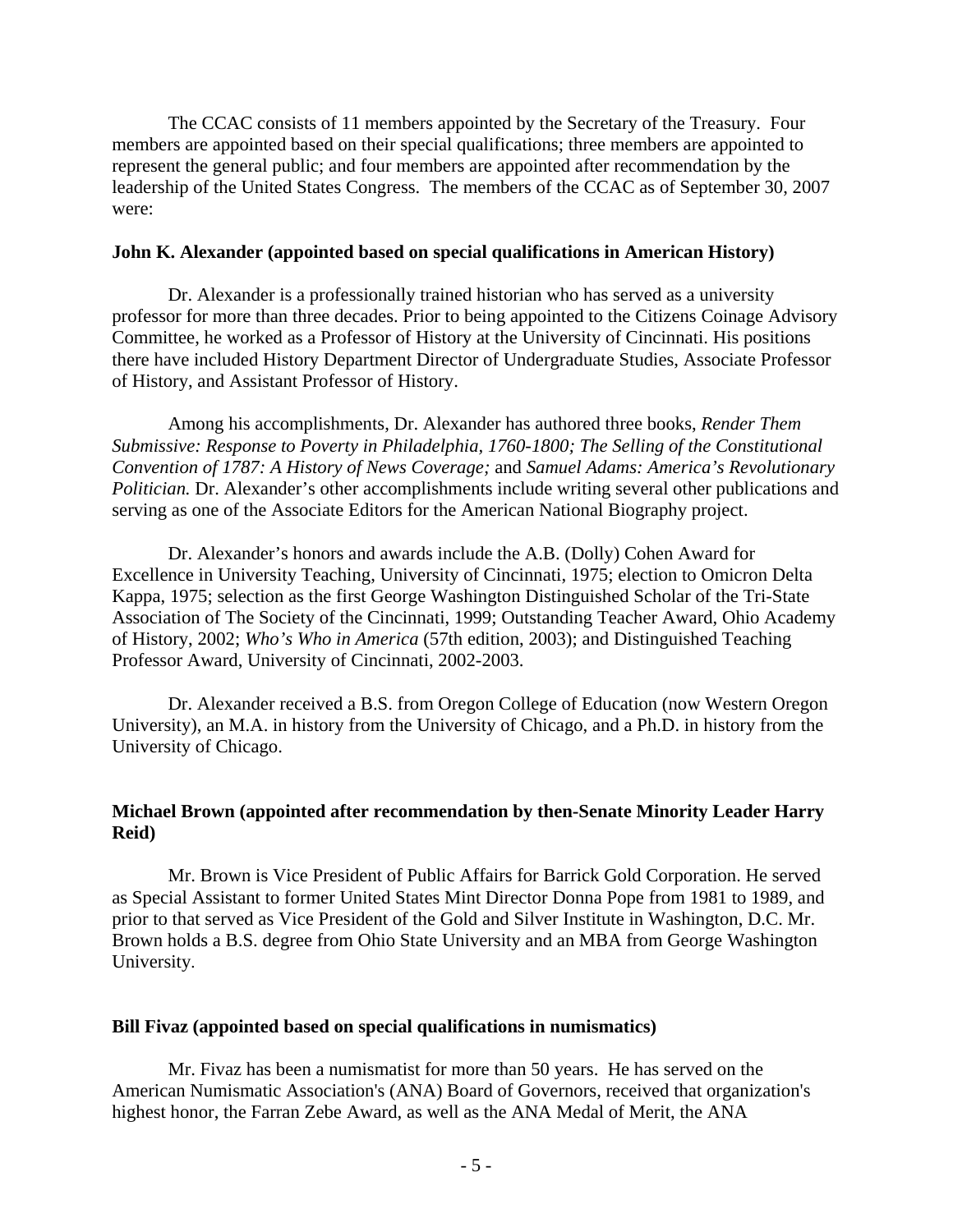The CCAC consists of 11 members appointed by the Secretary of the Treasury. Four members are appointed based on their special qualifications; three members are appointed to represent the general public; and four members are appointed after recommendation by the leadership of the United States Congress. The members of the CCAC as of September 30, 2007 were:

**John K. Alexander (appointed based on special qualifications in American History)**

Dr. Alexander is a professionally trained historian who has served as a university professor for more than three decades. Prior to being appointed to the Citizens Coinage Advisory Committee, he worked as a Professor of History at the University of Cincinnati. His positions there have included History Department Director of Undergraduate Studies, Associate Professor of History, and Assistant Professor of History.

Among his accomplishments, Dr. Alexander has authored three books, *Render Them Submissive: Response to Poverty in Philadelphia, 1760-1800; The Selling of the Constitutional Convention of 1787: A History of News Coverage;* and *Samuel Adams: America's Revolutionary Politician.* Dr. Alexander's other accomplishments include writing several other publications and serving as one of the Associate Editors for the American National Biography project.

Dr. Alexander's honors and awards include the A.B. (Dolly) Cohen Award for Excellence in University Teaching, University of Cincinnati, 1975; election to Omicron Delta Kappa, 1975; selection as the first George Washington Distinguished Scholar of the Tri-State Association of The Society of the Cincinnati, 1999; Outstanding Teacher Award, Ohio Academy of History, 2002; *Who's Who in America* (57th edition, 2003); and Distinguished Teaching Professor Award, University of Cincinnati, 2002-2003.

Dr. Alexander received a B.S. from Oregon College of Education (now Western Oregon University), an M.A. in history from the University of Chicago, and a Ph.D. in history from the University of Chicago.

**Michael Brown (appointed after recommendation by then-Senate Minority Leader Harry Reid)**

Mr. Brown is Vice President of Public Affairs for Barrick Gold Corporation. He served as Special Assistant to former United States Mint Director Donna Pope from 1981 to 1989, and prior to that served as Vice President of the Gold and Silver Institute in Washington, D.C. Mr. Brown holds a B.S. degree from Ohio State University and an MBA from George Washington University.

**Bill Fivaz (appointed based on special qualifications in numismatics)**

Mr. Fivaz has been a numismatist for more than 50 years. He has served on the American Numismatic Association's (ANA) Board of Governors, received that organization's highest honor, the Farran Zebe Award, as well as the ANA Medal of Merit, the ANA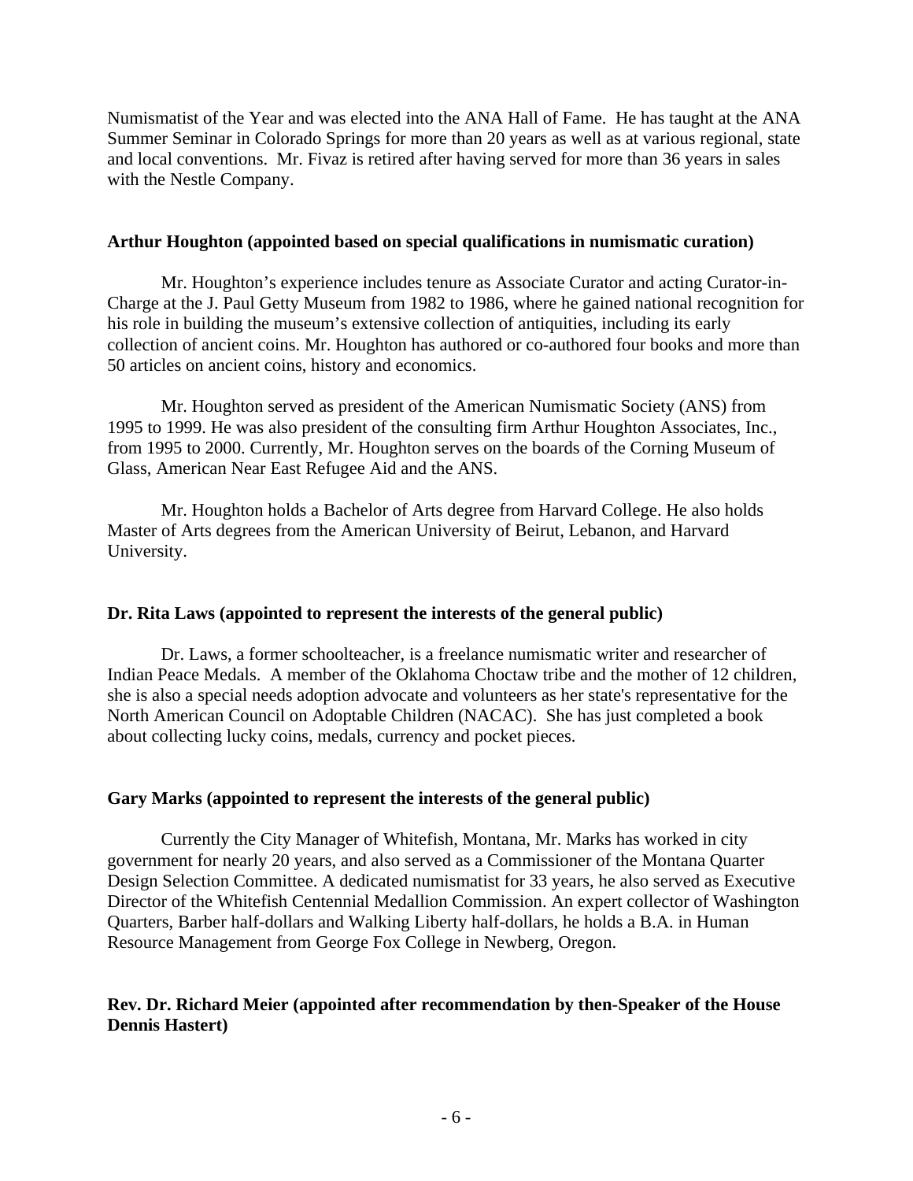Numismatist of the Year and was elected into the ANA Hall of Fame. He has taught at the ANA Summer Seminar in Colorado Springs for more than 20 years as well as at various regional, state and local conventions. Mr. Fivaz is retired after having served for more than 36 years in sales with the Nestle Company.

**Arthur Houghton (appointed based on special qualifications in numismatic curation)**

Mr. Houghton's experience includes tenure as Associate Curator and acting Curator-in-Charge at the J. Paul Getty Museum from 1982 to 1986, where he gained national recognition for his role in building the museum's extensive collection of antiquities, including its early collection of ancient coins. Mr. Houghton has authored or co-authored four books and more than 50 articles on ancient coins, history and economics.

Mr. Houghton served as president of the American Numismatic Society (ANS) from 1995 to 1999. He was also president of the consulting firm Arthur Houghton Associates, Inc., from 1995 to 2000. Currently, Mr. Houghton serves on the boards of the Corning Museum of Glass, American Near East Refugee Aid and the ANS.

Mr. Houghton holds a Bachelor of Arts degree from Harvard College. He also holds Master of Arts degrees from the American University of Beirut, Lebanon, and Harvard University.

**Dr. Rita Laws (appointed to represent the interests of the general public)**

Dr. Laws, a former schoolteacher, is a freelance numismatic writer and researcher of Indian Peace Medals. A member of the Oklahoma Choctaw tribe and the mother of 12 children, she is also a special needs adoption advocate and volunteers as her state's representative for the North American Council on Adoptable Children (NACAC). She has just completed a book about collecting lucky coins, medals, currency and pocket pieces.

**Gary Marks (appointed to represent the interests of the general public)**

Currently the City Manager of Whitefish, Montana, Mr. Marks has worked in city government for nearly 20 years, and also served as a Commissioner of the Montana Quarter Design Selection Committee. A dedicated numismatist for 33 years, he also served as Executive Director of the Whitefish Centennial Medallion Commission. An expert collector of Washington Quarters, Barber half-dollars and Walking Liberty half-dollars, he holds a B.A. in Human Resource Management from George Fox College in Newberg, Oregon.

**Rev. Dr. Richard Meier (appointed after recommendation by then-Speaker of the House Dennis Hastert)**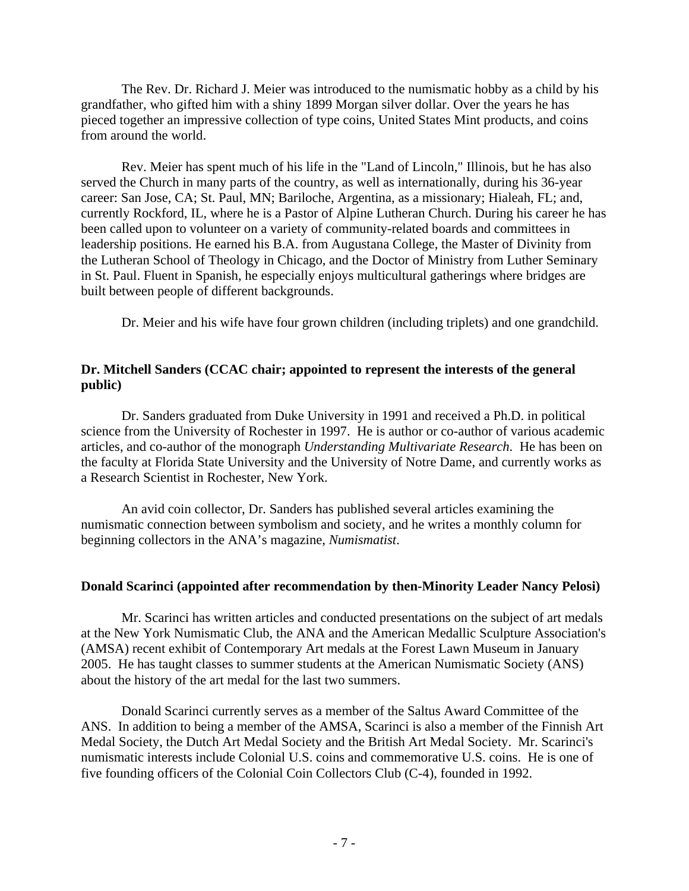The Rev. Dr. Richard J. Meier was introduced to the numismatic hobby as a child by his grandfather, who gifted him with a shiny 1899 Morgan silver dollar. Over the years he has pieced together an impressive collection of type coins, United States Mint products, and coins from around the world.

Rev. Meier has spent much of his life in the "Land of Lincoln," Illinois, but he has also served the Church in many parts of the country, as well as internationally, during his 36-year career: San Jose, CA; St. Paul, MN; Bariloche, Argentina, as a missionary; Hialeah, FL; and, currently Rockford, IL, where he is a Pastor of Alpine Lutheran Church. During his career he has been called upon to volunteer on a variety of community-related boards and committees in leadership positions. He earned his B.A. from Augustana College, the Master of Divinity from the Lutheran School of Theology in Chicago, and the Doctor of Ministry from Luther Seminary in St. Paul. Fluent in Spanish, he especially enjoys multicultural gatherings where bridges are built between people of different backgrounds.

Dr. Meier and his wife have four grown children (including triplets) and one grandchild.

**Dr. Mitchell Sanders (CCAC chair; appointed to represent the interests of the general public)**

Dr. Sanders graduated from Duke University in 1991 and received a Ph.D. in political science from the University of Rochester in 1997. He is author or co-author of various academic articles, and co-author of the monograph *Understanding Multivariate Research*. He has been on the faculty at Florida State University and the University of Notre Dame, and currently works as a Research Scientist in Rochester, New York.

An avid coin collector, Dr. Sanders has published several articles examining the numismatic connection between symbolism and society, and he writes a monthly column for beginning collectors in the ANA's magazine, *Numismatist*.

**Donald Scarinci (appointed after recommendation by then-Minority Leader Nancy Pelosi)**

Mr. Scarinci has written articles and conducted presentations on the subject of art medals at the New York Numismatic Club, the ANA and the American Medallic Sculpture Association's (AMSA) recent exhibit of Contemporary Art medals at the Forest Lawn Museum in January 2005. He has taught classes to summer students at the American Numismatic Society (ANS) about the history of the art medal for the last two summers.

Donald Scarinci currently serves as a member of the Saltus Award Committee of the ANS. In addition to being a member of the AMSA, Scarinci is also a member of the Finnish Art Medal Society, the Dutch Art Medal Society and the British Art Medal Society. Mr. Scarinci's numismatic interests include Colonial U.S. coins and commemorative U.S. coins. He is one of five founding officers of the Colonial Coin Collectors Club (C-4), founded in 1992.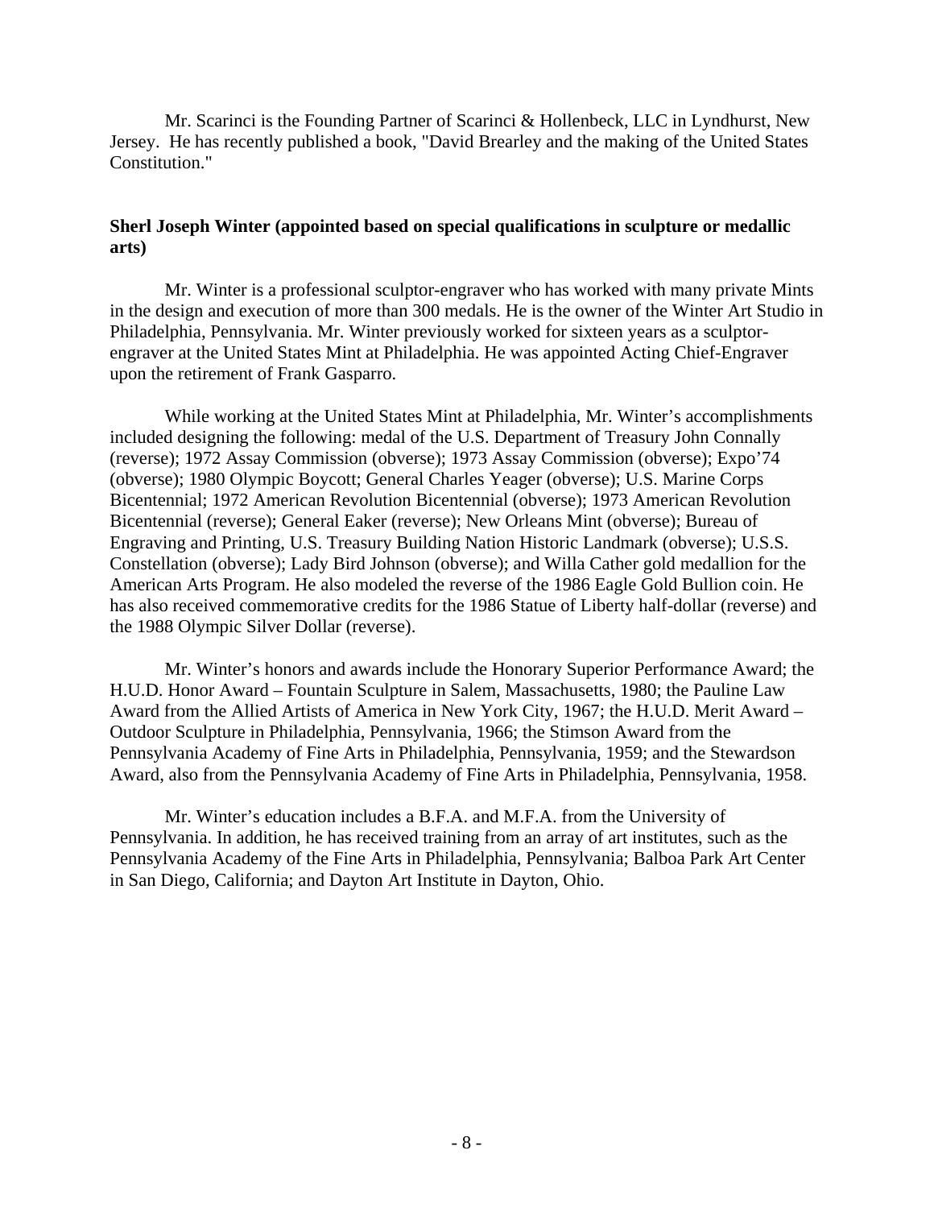Mr. Scarinci is the Founding Partner of Scarinci & Hollenbeck, LLC in Lyndhurst, New Jersey. He has recently published a book, "David Brearley and the making of the United States Constitution."

**Sherl Joseph Winter (appointed based on special qualifications in sculpture or medallic arts)**

Mr. Winter is a professional sculptor-engraver who has worked with many private Mints in the design and execution of more than 300 medals. He is the owner of the Winter Art Studio in Philadelphia, Pennsylvania. Mr. Winter previously worked for sixteen years as a sculptor-engraver at the United States Mint at Philadelphia. He was appointed Acting Chief-Engraver upon the retirement of Frank Gasparro.

While working at the United States Mint at Philadelphia, Mr. Winter's accomplishments included designing the following: medal of the U.S. Department of Treasury John Connally (reverse); 1972 Assay Commission (obverse); 1973 Assay Commission (obverse); Expo'74 (obverse); 1980 Olympic Boycott; General Charles Yeager (obverse); U.S. Marine Corps Bicentennial; 1972 American Revolution Bicentennial (obverse); 1973 American Revolution Bicentennial (reverse); General Eaker (reverse); New Orleans Mint (obverse); Bureau of Engraving and Printing, U.S. Treasury Building Nation Historic Landmark (obverse); U.S.S. Constellation (obverse); Lady Bird Johnson (obverse); and Willa Cather gold medallion for the American Arts Program. He also modeled the reverse of the 1986 Eagle Gold Bullion coin. He has also received commemorative credits for the 1986 Statue of Liberty half-dollar (reverse) and the 1988 Olympic Silver Dollar (reverse).

Mr. Winter's honors and awards include the Honorary Superior Performance Award; the H.U.D. Honor Award – Fountain Sculpture in Salem, Massachusetts, 1980; the Pauline Law Award from the Allied Artists of America in New York City, 1967; the H.U.D. Merit Award – Outdoor Sculpture in Philadelphia, Pennsylvania, 1966; the Stimson Award from the Pennsylvania Academy of Fine Arts in Philadelphia, Pennsylvania, 1959; and the Stewardson Award, also from the Pennsylvania Academy of Fine Arts in Philadelphia, Pennsylvania, 1958.

Mr. Winter's education includes a B.F.A. and M.F.A. from the University of Pennsylvania. In addition, he has received training from an array of art institutes, such as the Pennsylvania Academy of the Fine Arts in Philadelphia, Pennsylvania; Balboa Park Art Center in San Diego, California; and Dayton Art Institute in Dayton, Ohio.